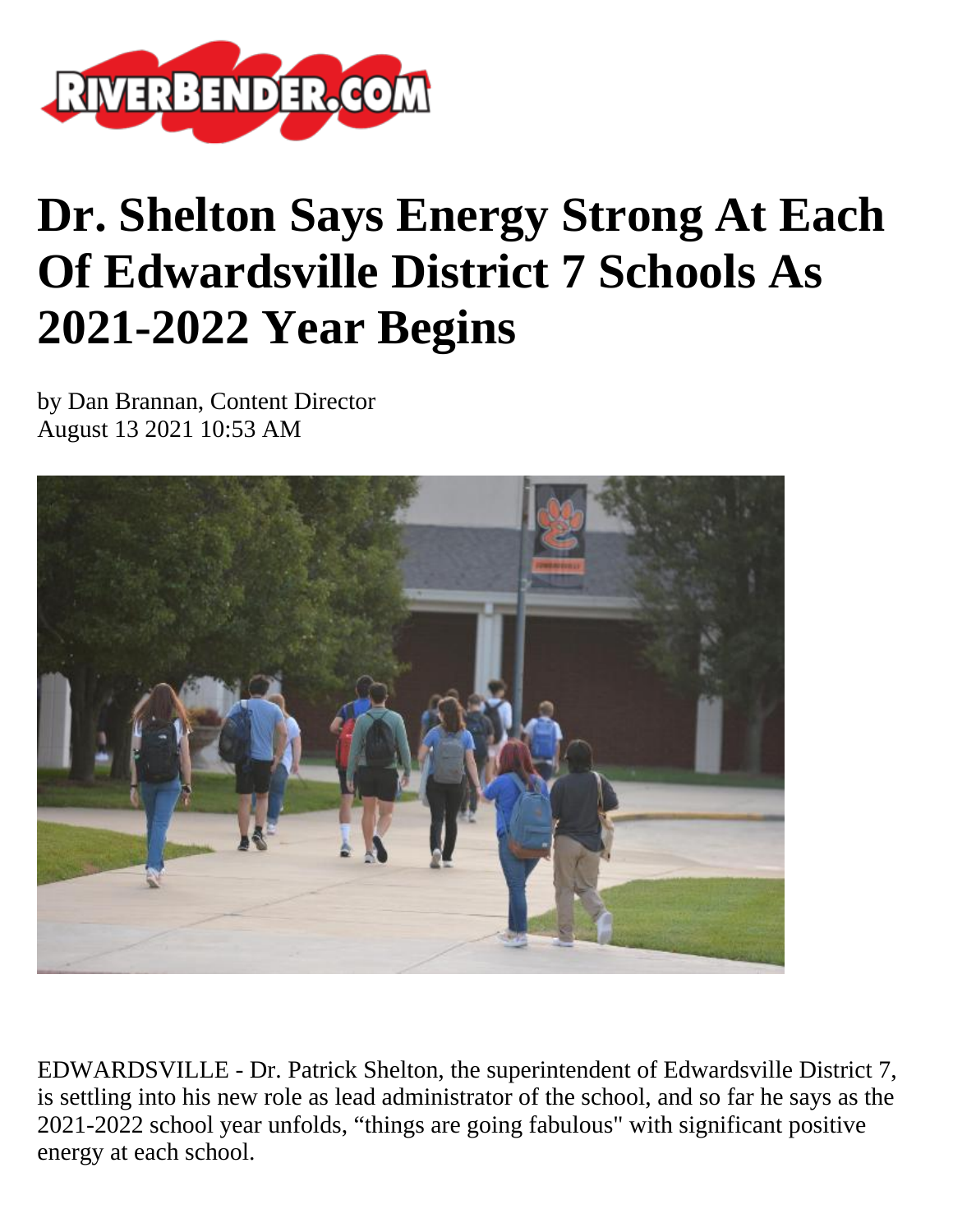# Dr. Shelton Says Energy Strong At Each Of Edwardsville District 7 Schools As 2021-2022 Year Begins

by Dan Brannan, Content Director
August 13 2021 10:53 AM

EDWARDSVILLE - Dr. Patrick Shelton, the superintendent of Edwardsville District 7, is settling into his new role as lead administrator of the school, and so far he says as the 2021-2022 school year unfolds, “things are going fabulous" with significant positive energy at each school.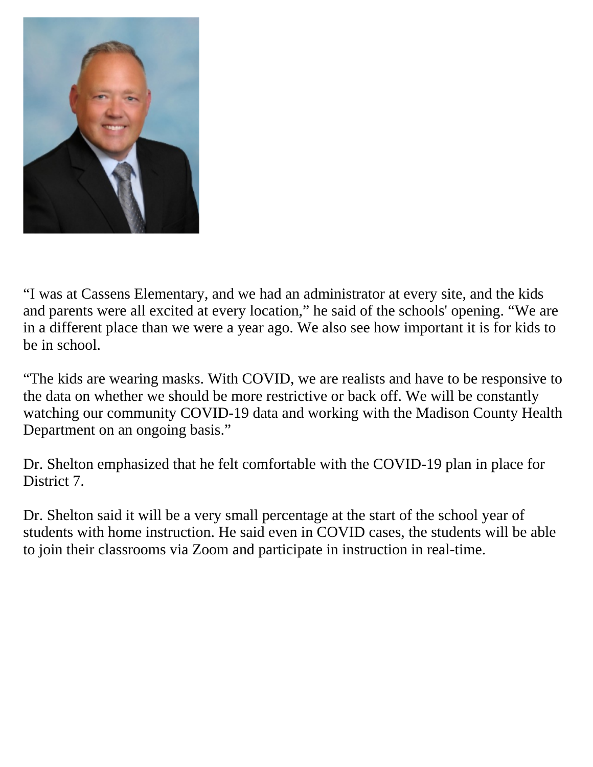“I was at Cassens Elementary, and we had an administrator at every site, and the kids and parents were all excited at every location,” he said of the schools' opening. “We are in a different place than we were a year ago. We also see how important it is for kids to be in school.

“The kids are wearing masks. With COVID, we are realists and have to be responsive to the data on whether we should be more restrictive or back off. We will be constantly watching our community COVID-19 data and working with the Madison County Health Department on an ongoing basis.”

Dr. Shelton emphasized that he felt comfortable with the COVID-19 plan in place for District 7.

Dr. Shelton said it will be a very small percentage at the start of the school year of students with home instruction. He said even in COVID cases, the students will be able to join their classrooms via Zoom and participate in instruction in real-time.